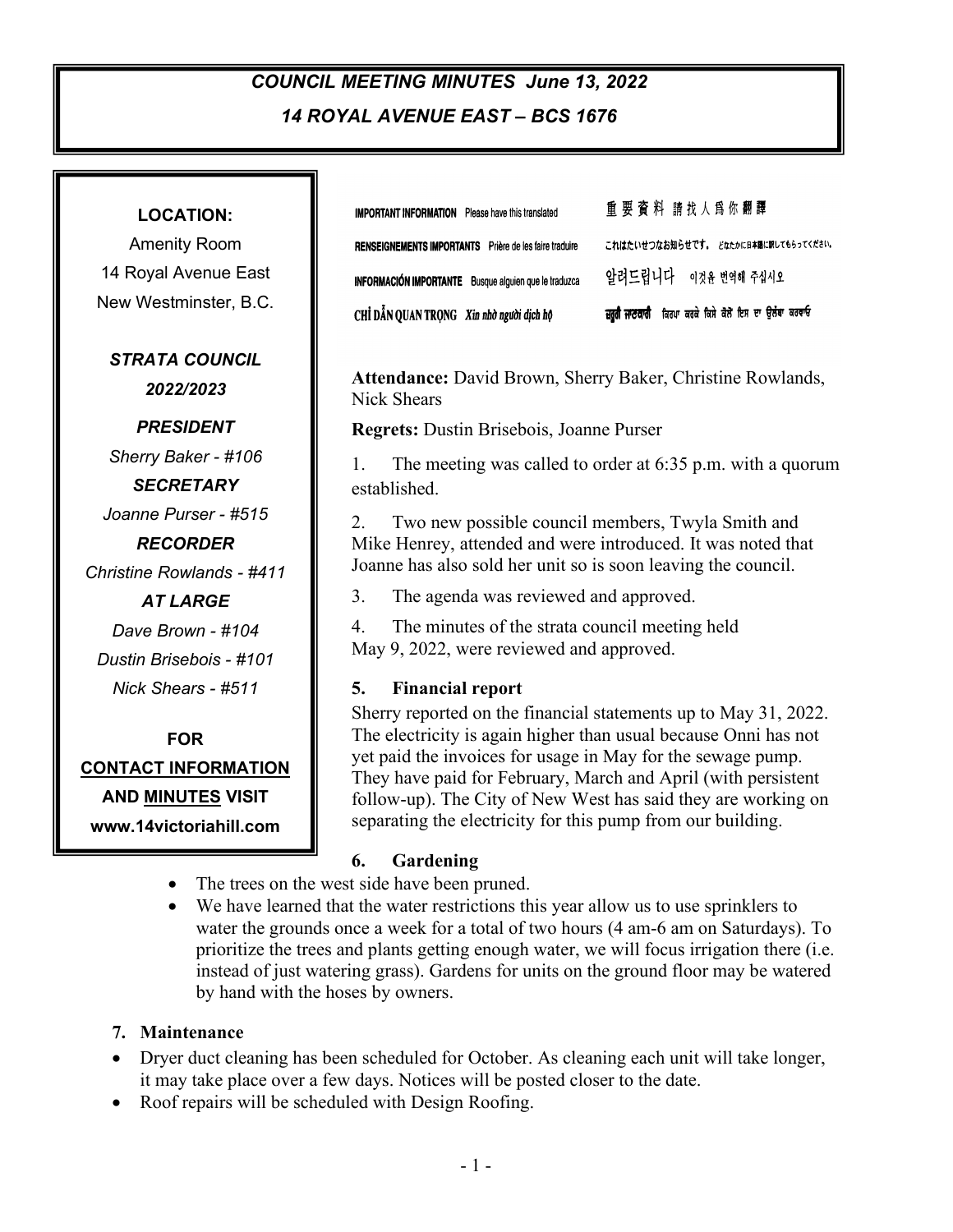# *COUNCIL MEETING MINUTES June 13, 2022*

## *14 ROYAL AVENUE EAST – BCS 1676*

**LOCATION:**

Amenity Room
14 Royal Avenue East
New Westminster, B.C.

***STRATA COUNCIL 2022/2023***

***PRESIDENT***
*Sherry Baker - #106*

***SECRETARY***
*Joanne Purser - #515*

***RECORDER***
*Christine Rowlands - #411*

***AT LARGE***
*Dave Brown - #104*
*Dustin Brisebois - #101*
*Nick Shears - #511*

**FOR CONTACT INFORMATION AND MINUTES VISIT www.14victoriahill.com**

**IMPORTANT INFORMATION** Please have this translated
**RENSEIGNEMENTS IMPORTANTS** Prière de les faire traduire
**INFORMACIÓN IMPORTANTE** Busque alguien que le traduzca
**CHỈ DẪN QUAN TRỌNG** *Xin nhờ người dịch hộ*

重要資料 請找人爲你翻譯
これはたいせつなお知らせです。どなたかに日本語に訳してもらってください。
알려드립니다 이것을 번역해 주십시오
ਜ਼ਰੂਰੀ ਜਾਣਕਾਰੀ ਕਿਰਪਾ ਕਰਕੇ ਕਿਸੇ ਕੋਲੋਂ ਇਸ ਦਾ ਉਲੱਥਾ ਕਰਵਾਓ

**Attendance:** David Brown, Sherry Baker, Christine Rowlands, Nick Shears

**Regrets:** Dustin Brisebois, Joanne Purser

1. The meeting was called to order at 6:35 p.m. with a quorum established.

2. Two new possible council members, Twyla Smith and Mike Henrey, attended and were introduced. It was noted that Joanne has also sold her unit so is soon leaving the council.

3. The agenda was reviewed and approved.

4. The minutes of the strata council meeting held May 9, 2022, were reviewed and approved.

### 5. Financial report

Sherry reported on the financial statements up to May 31, 2022. The electricity is again higher than usual because Onni has not yet paid the invoices for usage in May for the sewage pump. They have paid for February, March and April (with persistent follow-up). The City of New West has said they are working on separating the electricity for this pump from our building.

### 6. Gardening

- The trees on the west side have been pruned.
- We have learned that the water restrictions this year allow us to use sprinklers to water the grounds once a week for a total of two hours (4 am-6 am on Saturdays). To prioritize the trees and plants getting enough water, we will focus irrigation there (i.e. instead of just watering grass). Gardens for units on the ground floor may be watered by hand with the hoses by owners.

### 7. Maintenance

- Dryer duct cleaning has been scheduled for October. As cleaning each unit will take longer, it may take place over a few days. Notices will be posted closer to the date.
- Roof repairs will be scheduled with Design Roofing.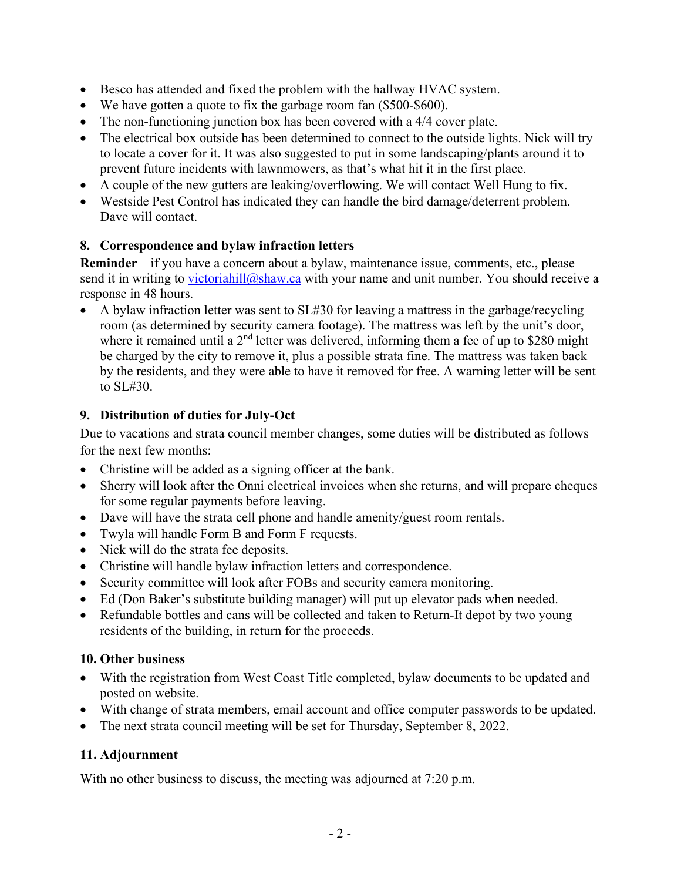- Besco has attended and fixed the problem with the hallway HVAC system.
- We have gotten a quote to fix the garbage room fan ($500-$600).
- The non-functioning junction box has been covered with a 4/4 cover plate.
- The electrical box outside has been determined to connect to the outside lights. Nick will try to locate a cover for it. It was also suggested to put in some landscaping/plants around it to prevent future incidents with lawnmowers, as that's what hit it in the first place.
- A couple of the new gutters are leaking/overflowing. We will contact Well Hung to fix.
- Westside Pest Control has indicated they can handle the bird damage/deterrent problem. Dave will contact.

### 8. Correspondence and bylaw infraction letters

**Reminder** – if you have a concern about a bylaw, maintenance issue, comments, etc., please send it in writing to victoriahill@shaw.ca with your name and unit number. You should receive a response in 48 hours.

- A bylaw infraction letter was sent to SL#30 for leaving a mattress in the garbage/recycling room (as determined by security camera footage). The mattress was left by the unit's door, where it remained until a 2nd letter was delivered, informing them a fee of up to $280 might be charged by the city to remove it, plus a possible strata fine. The mattress was taken back by the residents, and they were able to have it removed for free. A warning letter will be sent to SL#30.

### 9. Distribution of duties for July-Oct

Due to vacations and strata council member changes, some duties will be distributed as follows for the next few months:

- Christine will be added as a signing officer at the bank.
- Sherry will look after the Onni electrical invoices when she returns, and will prepare cheques for some regular payments before leaving.
- Dave will have the strata cell phone and handle amenity/guest room rentals.
- Twyla will handle Form B and Form F requests.
- Nick will do the strata fee deposits.
- Christine will handle bylaw infraction letters and correspondence.
- Security committee will look after FOBs and security camera monitoring.
- Ed (Don Baker's substitute building manager) will put up elevator pads when needed.
- Refundable bottles and cans will be collected and taken to Return-It depot by two young residents of the building, in return for the proceeds.

### 10. Other business

- With the registration from West Coast Title completed, bylaw documents to be updated and posted on website.
- With change of strata members, email account and office computer passwords to be updated.
- The next strata council meeting will be set for Thursday, September 8, 2022.

### 11. Adjournment

With no other business to discuss, the meeting was adjourned at 7:20 p.m.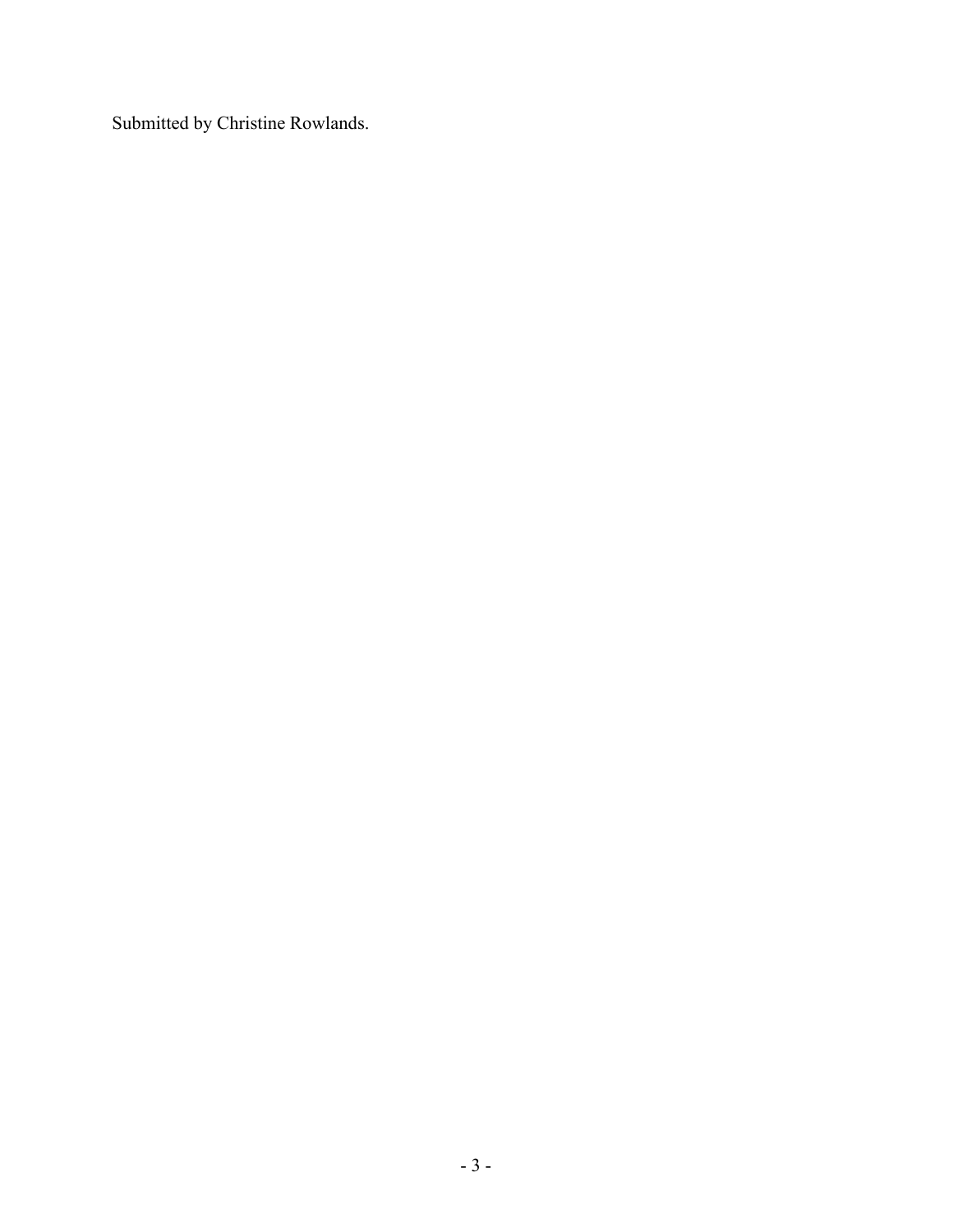Submitted by Christine Rowlands.